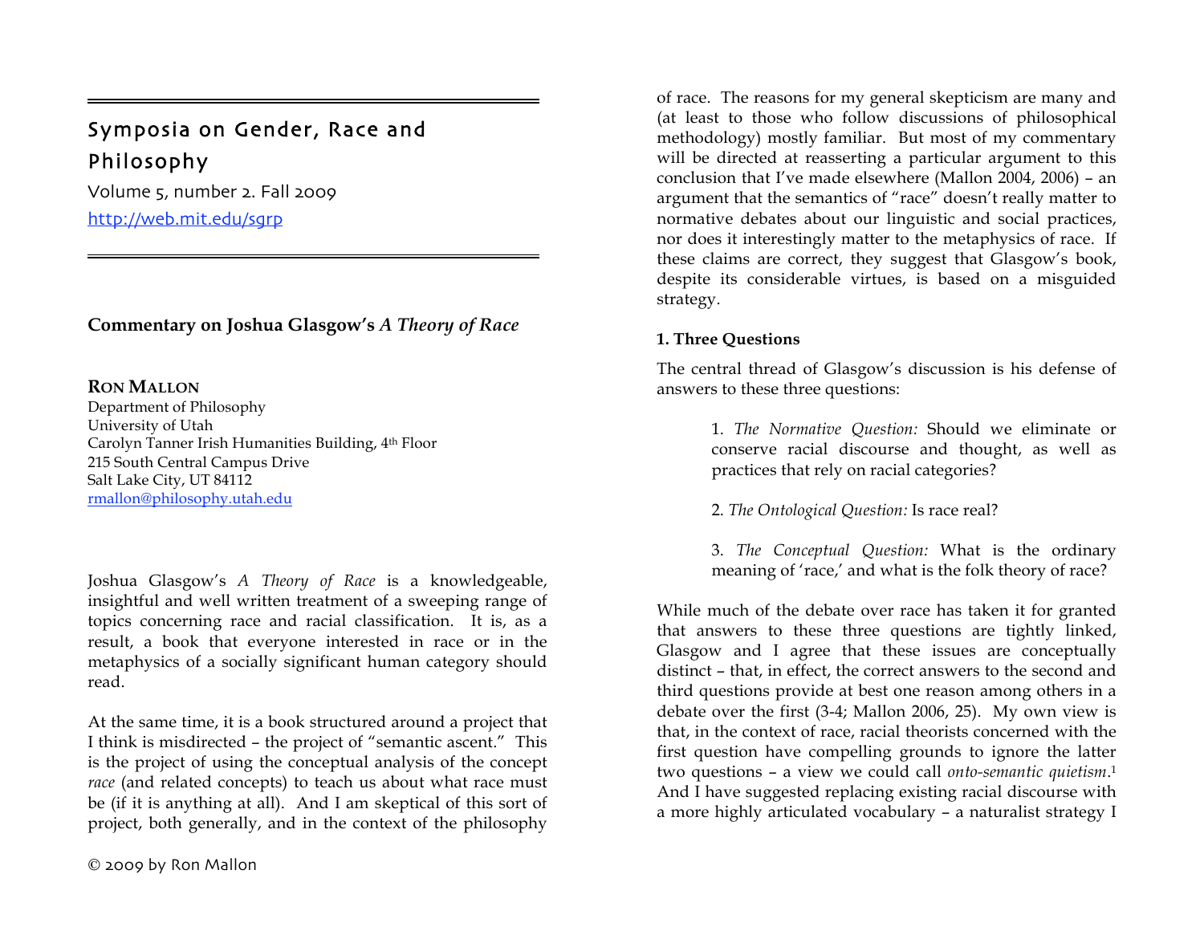# Symposia on Gender, Race and Philosophy

Volume 5, number 2. Fall 2009

http://web.mit.edu/sgrp

## Commentary on Joshua Glasgow's *A Theory of Race*

**RON MALLON**
Department of Philosophy
University of Utah
Carolyn Tanner Irish Humanities Building, 4th Floor
215 South Central Campus Drive
Salt Lake City, UT 84112
rmallon@philosophy.utah.edu

Joshua Glasgow's *A Theory of Race* is a knowledgeable, insightful and well written treatment of a sweeping range of topics concerning race and racial classification. It is, as a result, a book that everyone interested in race or in the metaphysics of a socially significant human category should read.

At the same time, it is a book structured around a project that I think is misdirected – the project of "semantic ascent." This is the project of using the conceptual analysis of the concept *race* (and related concepts) to teach us about what race must be (if it is anything at all). And I am skeptical of this sort of project, both generally, and in the context of the philosophy of race. The reasons for my general skepticism are many and (at least to those who follow discussions of philosophical methodology) mostly familiar. But most of my commentary will be directed at reasserting a particular argument to this conclusion that I've made elsewhere (Mallon 2004, 2006) – an argument that the semantics of "race" doesn't really matter to normative debates about our linguistic and social practices, nor does it interestingly matter to the metaphysics of race. If these claims are correct, they suggest that Glasgow's book, despite its considerable virtues, is based on a misguided strategy.

### 1. Three Questions

The central thread of Glasgow's discussion is his defense of answers to these three questions:

> 1. *The Normative Question:* Should we eliminate or conserve racial discourse and thought, as well as practices that rely on racial categories?
>
> 2. *The Ontological Question:* Is race real?
>
> 3. *The Conceptual Question:* What is the ordinary meaning of 'race,' and what is the folk theory of race?

While much of the debate over race has taken it for granted that answers to these three questions are tightly linked, Glasgow and I agree that these issues are conceptually distinct – that, in effect, the correct answers to the second and third questions provide at best one reason among others in a debate over the first (3-4; Mallon 2006, 25). My own view is that, in the context of race, racial theorists concerned with the first question have compelling grounds to ignore the latter two questions – a view we could call *onto-semantic quietism*.[1] And I have suggested replacing existing racial discourse with a more highly articulated vocabulary – a naturalist strategy I

© 2009 by Ron Mallon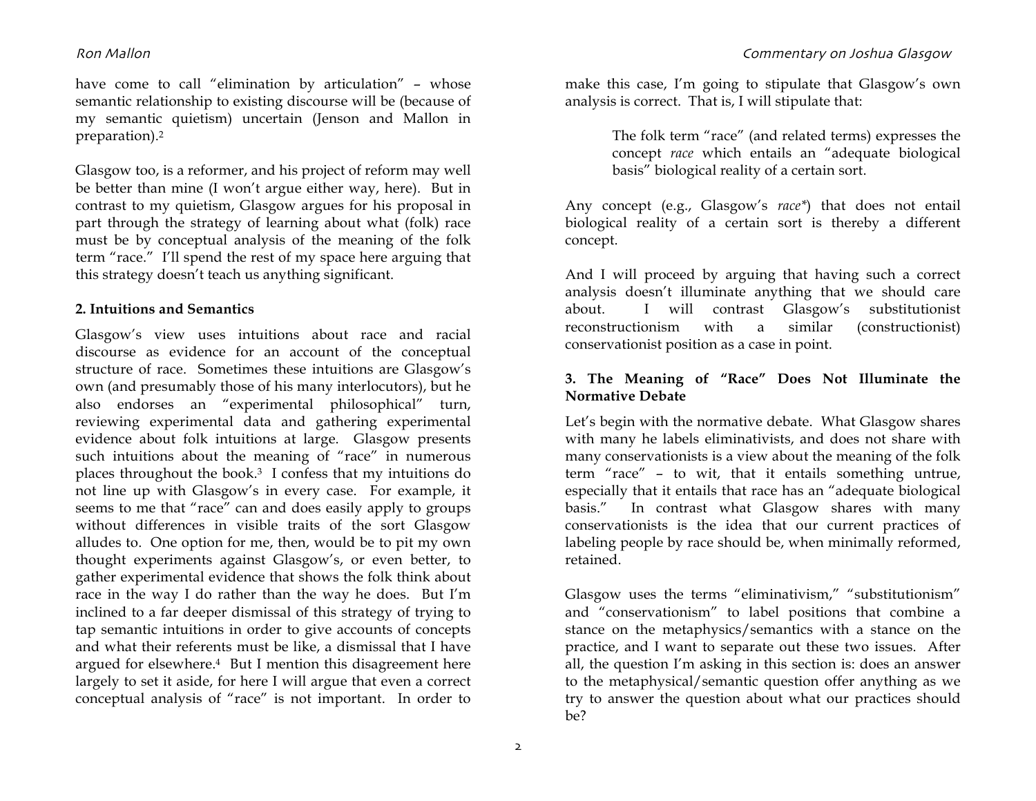have come to call "elimination by articulation" – whose semantic relationship to existing discourse will be (because of my semantic quietism) uncertain (Jenson and Mallon in preparation).[2]

Glasgow too, is a reformer, and his project of reform may well be better than mine (I won't argue either way, here). But in contrast to my quietism, Glasgow argues for his proposal in part through the strategy of learning about what (folk) race must be by conceptual analysis of the meaning of the folk term "race." I'll spend the rest of my space here arguing that this strategy doesn't teach us anything significant.

## 2. Intuitions and Semantics

Glasgow's view uses intuitions about race and racial discourse as evidence for an account of the conceptual structure of race. Sometimes these intuitions are Glasgow's own (and presumably those of his many interlocutors), but he also endorses an "experimental philosophical" turn, reviewing experimental data and gathering experimental evidence about folk intuitions at large. Glasgow presents such intuitions about the meaning of "race" in numerous places throughout the book.[3] I confess that my intuitions do not line up with Glasgow's in every case. For example, it seems to me that "race" can and does easily apply to groups without differences in visible traits of the sort Glasgow alludes to. One option for me, then, would be to pit my own thought experiments against Glasgow's, or even better, to gather experimental evidence that shows the folk think about race in the way I do rather than the way he does. But I'm inclined to a far deeper dismissal of this strategy of trying to tap semantic intuitions in order to give accounts of concepts and what their referents must be like, a dismissal that I have argued for elsewhere.[4] But I mention this disagreement here largely to set it aside, for here I will argue that even a correct conceptual analysis of "race" is not important. In order to make this case, I'm going to stipulate that Glasgow's own analysis is correct. That is, I will stipulate that:

> The folk term "race" (and related terms) expresses the concept *race* which entails an "adequate biological basis" biological reality of a certain sort.

Any concept (e.g., Glasgow's *race\**) that does not entail biological reality of a certain sort is thereby a different concept.

And I will proceed by arguing that having such a correct analysis doesn't illuminate anything that we should care about. I will contrast Glasgow's substitutionist reconstructionism with a similar (constructionist) conservationist position as a case in point.

## 3. The Meaning of "Race" Does Not Illuminate the Normative Debate

Let's begin with the normative debate. What Glasgow shares with many he labels eliminativists, and does not share with many conservationists is a view about the meaning of the folk term "race" – to wit, that it entails something untrue, especially that it entails that race has an "adequate biological basis." In contrast what Glasgow shares with many conservationists is the idea that our current practices of labeling people by race should be, when minimally reformed, retained.

Glasgow uses the terms "eliminativism," "substitutionism" and "conservationism" to label positions that combine a stance on the metaphysics/semantics with a stance on the practice, and I want to separate out these two issues. After all, the question I'm asking in this section is: does an answer to the metaphysical/semantic question offer anything as we try to answer the question about what our practices should be?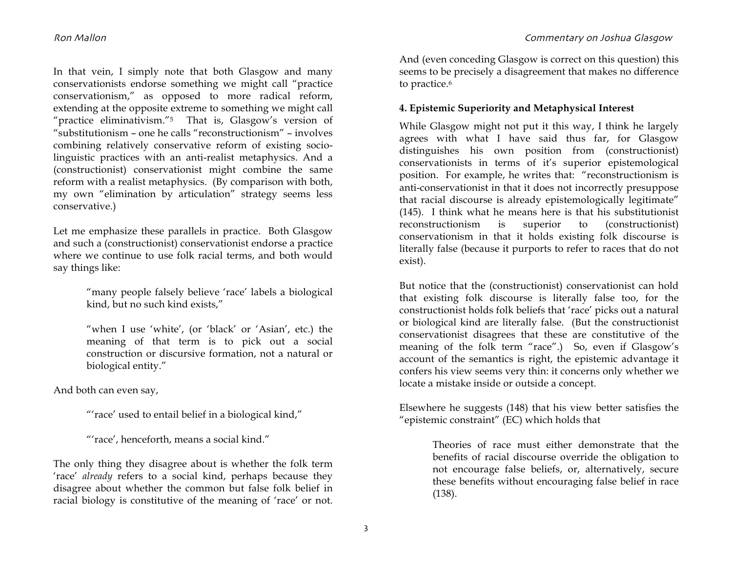In that vein, I simply note that both Glasgow and many conservationists endorse something we might call "practice conservationism," as opposed to more radical reform, extending at the opposite extreme to something we might call "practice eliminativism."[5] That is, Glasgow's version of "substitutionism – one he calls "reconstructionism" – involves combining relatively conservative reform of existing socio-linguistic practices with an anti-realist metaphysics. And a (constructionist) conservationist might combine the same reform with a realist metaphysics. (By comparison with both, my own "elimination by articulation" strategy seems less conservative.)

Let me emphasize these parallels in practice. Both Glasgow and such a (constructionist) conservationist endorse a practice where we continue to use folk racial terms, and both would say things like:

> "many people falsely believe 'race' labels a biological kind, but no such kind exists,"
>
> "when I use 'white', (or 'black' or 'Asian', etc.) the meaning of that term is to pick out a social construction or discursive formation, not a natural or biological entity."

And both can even say,

> "'race' used to entail belief in a biological kind,"
>
> "'race', henceforth, means a social kind."

The only thing they disagree about is whether the folk term 'race' *already* refers to a social kind, perhaps because they disagree about whether the common but false folk belief in racial biology is constitutive of the meaning of 'race' or not. And (even conceding Glasgow is correct on this question) this seems to be precisely a disagreement that makes no difference to practice.[6]

**4. Epistemic Superiority and Metaphysical Interest**

While Glasgow might not put it this way, I think he largely agrees with what I have said thus far, for Glasgow distinguishes his own position from (constructionist) conservationists in terms of it's superior epistemological position. For example, he writes that: "reconstructionism is anti-conservationist in that it does not incorrectly presuppose that racial discourse is already epistemologically legitimate" (145). I think what he means here is that his substitutionist reconstructionism is superior to (constructionist) conservationism in that it holds existing folk discourse is literally false (because it purports to refer to races that do not exist).

But notice that the (constructionist) conservationist can hold that existing folk discourse is literally false too, for the constructionist holds folk beliefs that 'race' picks out a natural or biological kind are literally false. (But the constructionist conservationist disagrees that these are constitutive of the meaning of the folk term "race".) So, even if Glasgow's account of the semantics is right, the epistemic advantage it confers his view seems very thin: it concerns only whether we locate a mistake inside or outside a concept.

Elsewhere he suggests (148) that his view better satisfies the "epistemic constraint" (EC) which holds that

> Theories of race must either demonstrate that the benefits of racial discourse override the obligation to not encourage false beliefs, or, alternatively, secure these benefits without encouraging false belief in race (138).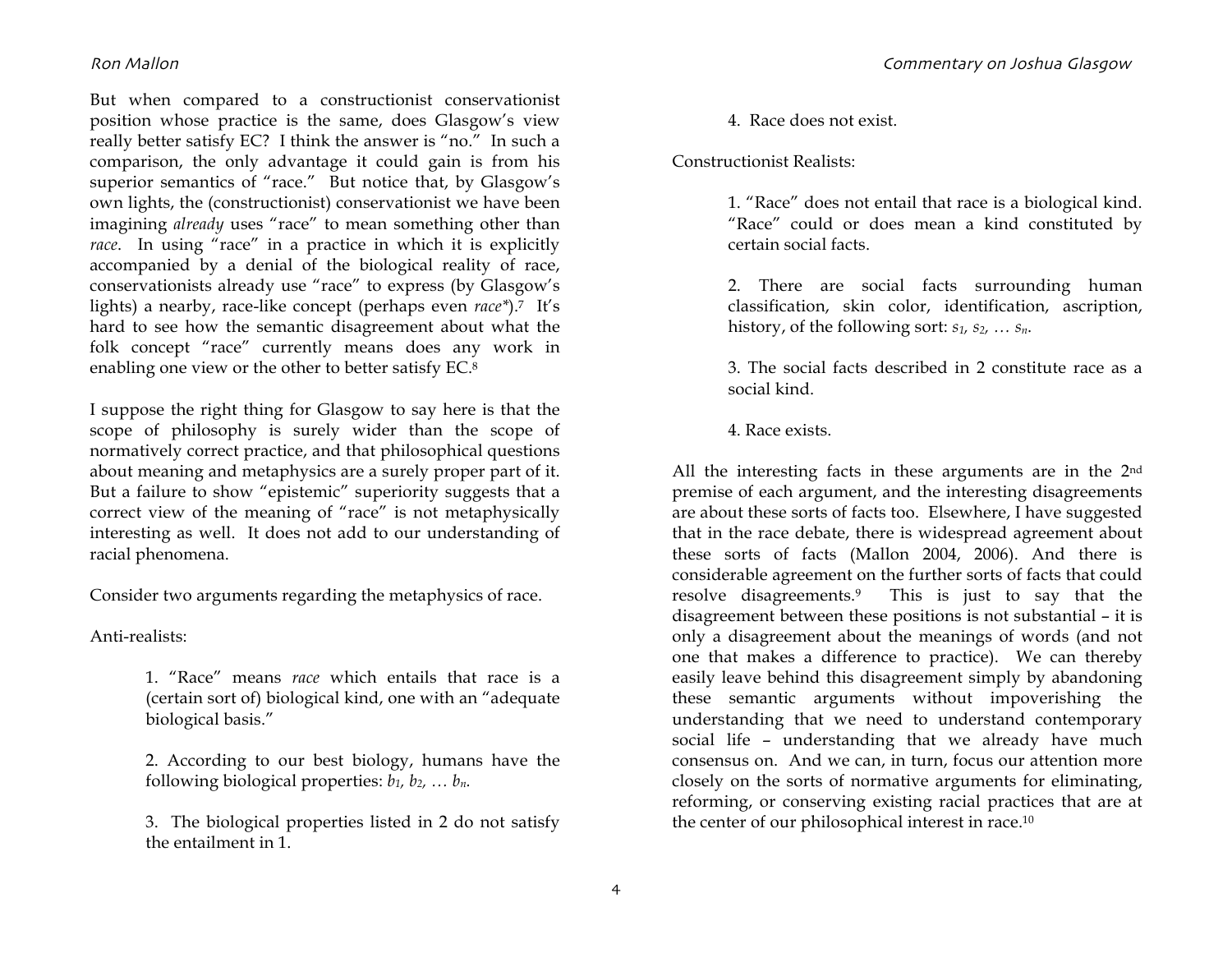But when compared to a constructionist conservationist position whose practice is the same, does Glasgow's view really better satisfy EC? I think the answer is "no." In such a comparison, the only advantage it could gain is from his superior semantics of "race." But notice that, by Glasgow's own lights, the (constructionist) conservationist we have been imagining *already* uses "race" to mean something other than *race*. In using "race" in a practice in which it is explicitly accompanied by a denial of the biological reality of race, conservationists already use "race" to express (by Glasgow's lights) a nearby, race-like concept (perhaps even *race\**).[7] It's hard to see how the semantic disagreement about what the folk concept "race" currently means does any work in enabling one view or the other to better satisfy EC.[8]

I suppose the right thing for Glasgow to say here is that the scope of philosophy is surely wider than the scope of normatively correct practice, and that philosophical questions about meaning and metaphysics are a surely proper part of it. But a failure to show "epistemic" superiority suggests that a correct view of the meaning of "race" is not metaphysically interesting as well. It does not add to our understanding of racial phenomena.

Consider two arguments regarding the metaphysics of race.

Anti-realists:

> 1. "Race" means *race* which entails that race is a (certain sort of) biological kind, one with an "adequate biological basis."
>
> 2. According to our best biology, humans have the following biological properties: $b_1, b_2, \ldots b_n$.
>
> 3. The biological properties listed in 2 do not satisfy the entailment in 1.
>
> 4. Race does not exist.

Constructionist Realists:

> 1. "Race" does not entail that race is a biological kind. "Race" could or does mean a kind constituted by certain social facts.
>
> 2. There are social facts surrounding human classification, skin color, identification, ascription, history, of the following sort: $s_1, s_2, \ldots s_n$.
>
> 3. The social facts described in 2 constitute race as a social kind.
>
> 4. Race exists.

All the interesting facts in these arguments are in the 2nd premise of each argument, and the interesting disagreements are about these sorts of facts too. Elsewhere, I have suggested that in the race debate, there is widespread agreement about these sorts of facts (Mallon 2004, 2006). And there is considerable agreement on the further sorts of facts that could resolve disagreements.[9] This is just to say that the disagreement between these positions is not substantial – it is only a disagreement about the meanings of words (and not one that makes a difference to practice). We can thereby easily leave behind this disagreement simply by abandoning these semantic arguments without impoverishing the understanding that we need to understand contemporary social life – understanding that we already have much consensus on. And we can, in turn, focus our attention more closely on the sorts of normative arguments for eliminating, reforming, or conserving existing racial practices that are at the center of our philosophical interest in race.[10]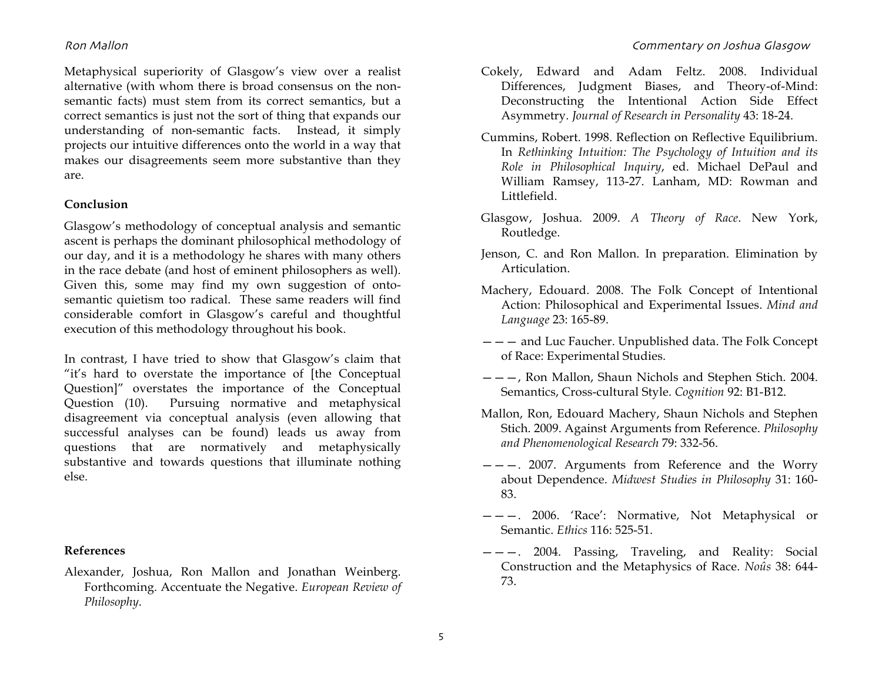Metaphysical superiority of Glasgow's view over a realist alternative (with whom there is broad consensus on the non-semantic facts) must stem from its correct semantics, but a correct semantics is just not the sort of thing that expands our understanding of non-semantic facts. Instead, it simply projects our intuitive differences onto the world in a way that makes our disagreements seem more substantive than they are.

## Conclusion

Glasgow's methodology of conceptual analysis and semantic ascent is perhaps the dominant philosophical methodology of our day, and it is a methodology he shares with many others in the race debate (and host of eminent philosophers as well). Given this, some may find my own suggestion of onto-semantic quietism too radical. These same readers will find considerable comfort in Glasgow's careful and thoughtful execution of this methodology throughout his book.

In contrast, I have tried to show that Glasgow's claim that "it's hard to overstate the importance of [the Conceptual Question]" overstates the importance of the Conceptual Question (10). Pursuing normative and metaphysical disagreement via conceptual analysis (even allowing that successful analyses can be found) leads us away from questions that are normatively and metaphysically substantive and towards questions that illuminate nothing else.

## References

Alexander, Joshua, Ron Mallon and Jonathan Weinberg. Forthcoming. Accentuate the Negative. *European Review of Philosophy*.

Cokely, Edward and Adam Feltz. 2008. Individual Differences, Judgment Biases, and Theory-of-Mind: Deconstructing the Intentional Action Side Effect Asymmetry. *Journal of Research in Personality* 43: 18-24.

Cummins, Robert. 1998. Reflection on Reflective Equilibrium. In *Rethinking Intuition: The Psychology of Intuition and its Role in Philosophical Inquiry*, ed. Michael DePaul and William Ramsey, 113-27. Lanham, MD: Rowman and Littlefield.

Glasgow, Joshua. 2009. *A Theory of Race*. New York, Routledge.

Jenson, C. and Ron Mallon. In preparation. Elimination by Articulation.

Machery, Edouard. 2008. The Folk Concept of Intentional Action: Philosophical and Experimental Issues. *Mind and Language* 23: 165-89.

——— and Luc Faucher. Unpublished data. The Folk Concept of Race: Experimental Studies.

———, Ron Mallon, Shaun Nichols and Stephen Stich. 2004. Semantics, Cross-cultural Style. *Cognition* 92: B1-B12.

Mallon, Ron, Edouard Machery, Shaun Nichols and Stephen Stich. 2009. Against Arguments from Reference. *Philosophy and Phenomenological Research* 79: 332-56.

———. 2007. Arguments from Reference and the Worry about Dependence. *Midwest Studies in Philosophy* 31: 160-83.

———. 2006. 'Race': Normative, Not Metaphysical or Semantic. *Ethics* 116: 525-51.

———. 2004. Passing, Traveling, and Reality: Social Construction and the Metaphysics of Race. *Noûs* 38: 644-73.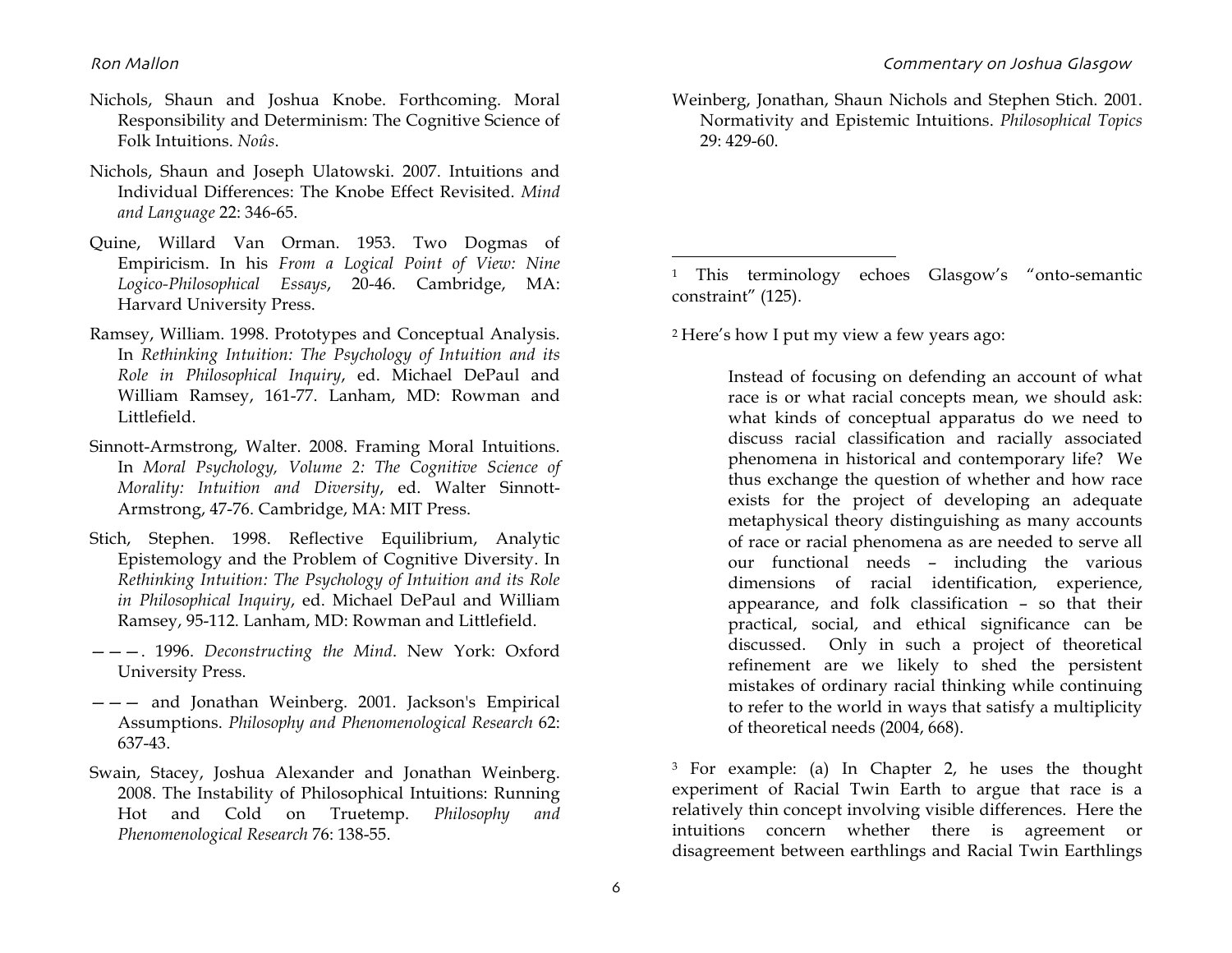Nichols, Shaun and Joshua Knobe. Forthcoming. Moral Responsibility and Determinism: The Cognitive Science of Folk Intuitions. *Noûs*.

Nichols, Shaun and Joseph Ulatowski. 2007. Intuitions and Individual Differences: The Knobe Effect Revisited. *Mind and Language* 22: 346-65.

Quine, Willard Van Orman. 1953. Two Dogmas of Empiricism. In his *From a Logical Point of View: Nine Logico-Philosophical Essays*, 20-46. Cambridge, MA: Harvard University Press.

Ramsey, William. 1998. Prototypes and Conceptual Analysis. In *Rethinking Intuition: The Psychology of Intuition and its Role in Philosophical Inquiry*, ed. Michael DePaul and William Ramsey, 161-77. Lanham, MD: Rowman and Littlefield.

Sinnott-Armstrong, Walter. 2008. Framing Moral Intuitions. In *Moral Psychology, Volume 2: The Cognitive Science of Morality: Intuition and Diversity*, ed. Walter Sinnott-Armstrong, 47-76. Cambridge, MA: MIT Press.

Stich, Stephen. 1998. Reflective Equilibrium, Analytic Epistemology and the Problem of Cognitive Diversity. In *Rethinking Intuition: The Psychology of Intuition and its Role in Philosophical Inquiry*, ed. Michael DePaul and William Ramsey, 95-112. Lanham, MD: Rowman and Littlefield.

———. 1996. *Deconstructing the Mind*. New York: Oxford University Press.

——— and Jonathan Weinberg. 2001. Jackson's Empirical Assumptions. *Philosophy and Phenomenological Research* 62: 637-43.

Swain, Stacey, Joshua Alexander and Jonathan Weinberg. 2008. The Instability of Philosophical Intuitions: Running Hot and Cold on Truetemp. *Philosophy and Phenomenological Research* 76: 138-55.

Weinberg, Jonathan, Shaun Nichols and Stephen Stich. 2001. Normativity and Epistemic Intuitions. *Philosophical Topics* 29: 429-60.

---

[1] This terminology echoes Glasgow's "onto-semantic constraint" (125).

[2] Here's how I put my view a few years ago:

> Instead of focusing on defending an account of what race is or what racial concepts mean, we should ask: what kinds of conceptual apparatus do we need to discuss racial classification and racially associated phenomena in historical and contemporary life? We thus exchange the question of whether and how race exists for the project of developing an adequate metaphysical theory distinguishing as many accounts of race or racial phenomena as are needed to serve all our functional needs – including the various dimensions of racial identification, experience, appearance, and folk classification – so that their practical, social, and ethical significance can be discussed. Only in such a project of theoretical refinement are we likely to shed the persistent mistakes of ordinary racial thinking while continuing to refer to the world in ways that satisfy a multiplicity of theoretical needs (2004, 668).

[3] For example: (a) In Chapter 2, he uses the thought experiment of Racial Twin Earth to argue that race is a relatively thin concept involving visible differences. Here the intuitions concern whether there is agreement or disagreement between earthlings and Racial Twin Earthlings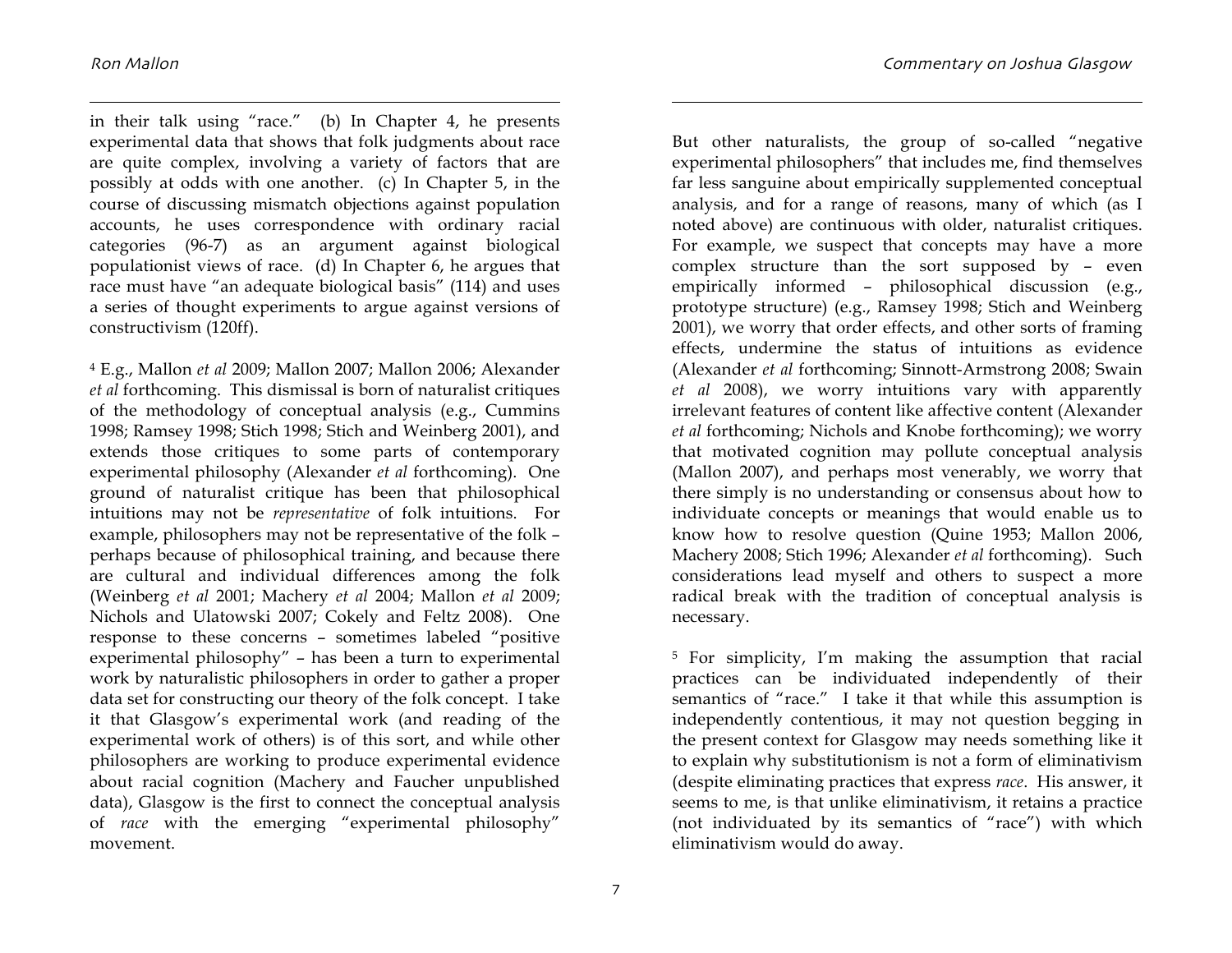in their talk using "race." (b) In Chapter 4, he presents experimental data that shows that folk judgments about race are quite complex, involving a variety of factors that are possibly at odds with one another. (c) In Chapter 5, in the course of discussing mismatch objections against population accounts, he uses correspondence with ordinary racial categories (96-7) as an argument against biological populationist views of race. (d) In Chapter 6, he argues that race must have "an adequate biological basis" (114) and uses a series of thought experiments to argue against versions of constructivism (120ff).

[4] E.g., Mallon *et al* 2009; Mallon 2007; Mallon 2006; Alexander *et al* forthcoming. This dismissal is born of naturalist critiques of the methodology of conceptual analysis (e.g., Cummins 1998; Ramsey 1998; Stich 1998; Stich and Weinberg 2001), and extends those critiques to some parts of contemporary experimental philosophy (Alexander *et al* forthcoming). One ground of naturalist critique has been that philosophical intuitions may not be *representative* of folk intuitions. For example, philosophers may not be representative of the folk – perhaps because of philosophical training, and because there are cultural and individual differences among the folk (Weinberg *et al* 2001; Machery *et al* 2004; Mallon *et al* 2009; Nichols and Ulatowski 2007; Cokely and Feltz 2008). One response to these concerns – sometimes labeled "positive experimental philosophy" – has been a turn to experimental work by naturalistic philosophers in order to gather a proper data set for constructing our theory of the folk concept. I take it that Glasgow's experimental work (and reading of the experimental work of others) is of this sort, and while other philosophers are working to produce experimental evidence about racial cognition (Machery and Faucher unpublished data), Glasgow is the first to connect the conceptual analysis of *race* with the emerging "experimental philosophy" movement.

But other naturalists, the group of so-called "negative experimental philosophers" that includes me, find themselves far less sanguine about empirically supplemented conceptual analysis, and for a range of reasons, many of which (as I noted above) are continuous with older, naturalist critiques. For example, we suspect that concepts may have a more complex structure than the sort supposed by – even empirically informed – philosophical discussion (e.g., prototype structure) (e.g., Ramsey 1998; Stich and Weinberg 2001), we worry that order effects, and other sorts of framing effects, undermine the status of intuitions as evidence (Alexander *et al* forthcoming; Sinnott-Armstrong 2008; Swain *et al* 2008), we worry intuitions vary with apparently irrelevant features of content like affective content (Alexander *et al* forthcoming; Nichols and Knobe forthcoming); we worry that motivated cognition may pollute conceptual analysis (Mallon 2007), and perhaps most venerably, we worry that there simply is no understanding or consensus about how to individuate concepts or meanings that would enable us to know how to resolve question (Quine 1953; Mallon 2006, Machery 2008; Stich 1996; Alexander *et al* forthcoming). Such considerations lead myself and others to suspect a more radical break with the tradition of conceptual analysis is necessary.

[5] For simplicity, I'm making the assumption that racial practices can be individuated independently of their semantics of "race." I take it that while this assumption is independently contentious, it may not question begging in the present context for Glasgow may needs something like it to explain why substitutionism is not a form of eliminativism (despite eliminating practices that express *race*. His answer, it seems to me, is that unlike eliminativism, it retains a practice (not individuated by its semantics of "race") with which eliminativism would do away.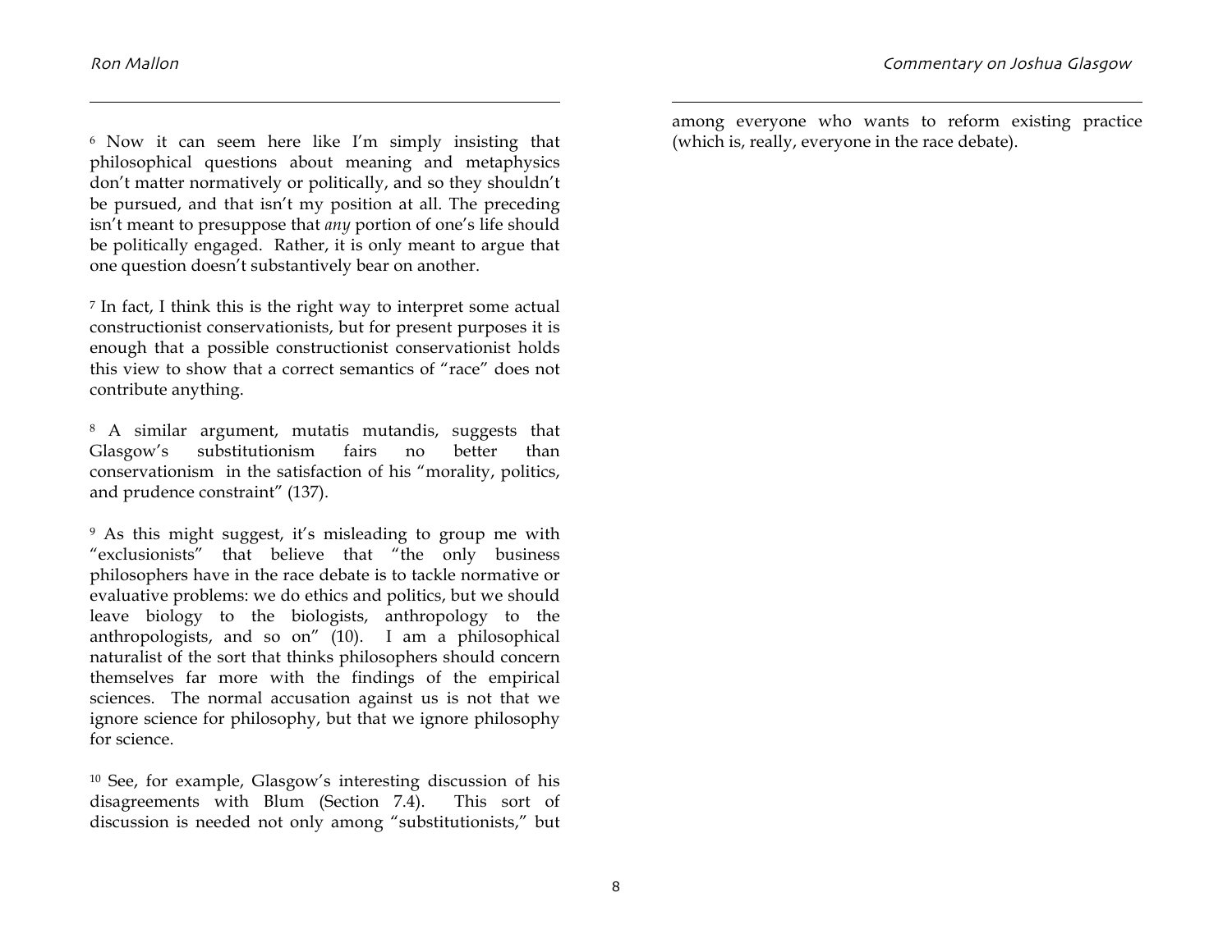[6] Now it can seem here like I'm simply insisting that philosophical questions about meaning and metaphysics don't matter normatively or politically, and so they shouldn't be pursued, and that isn't my position at all. The preceding isn't meant to presuppose that *any* portion of one's life should be politically engaged. Rather, it is only meant to argue that one question doesn't substantively bear on another.

[7] In fact, I think this is the right way to interpret some actual constructionist conservationists, but for present purposes it is enough that a possible constructionist conservationist holds this view to show that a correct semantics of "race" does not contribute anything.

[8] A similar argument, mutatis mutandis, suggests that Glasgow's substitutionism fairs no better than conservationism in the satisfaction of his "morality, politics, and prudence constraint" (137).

[9] As this might suggest, it's misleading to group me with "exclusionists" that believe that "the only business philosophers have in the race debate is to tackle normative or evaluative problems: we do ethics and politics, but we should leave biology to the biologists, anthropology to the anthropologists, and so on" (10). I am a philosophical naturalist of the sort that thinks philosophers should concern themselves far more with the findings of the empirical sciences. The normal accusation against us is not that we ignore science for philosophy, but that we ignore philosophy for science.

[10] See, for example, Glasgow's interesting discussion of his disagreements with Blum (Section 7.4). This sort of discussion is needed not only among "substitutionists," but among everyone who wants to reform existing practice (which is, really, everyone in the race debate).